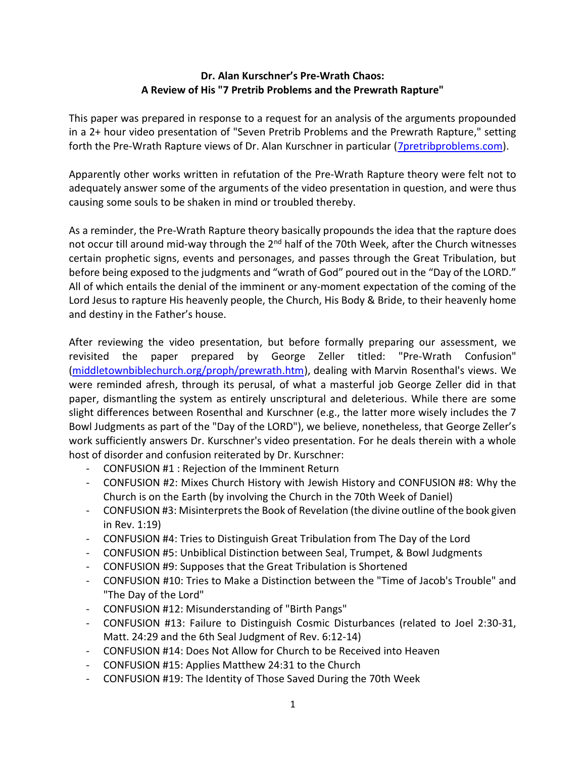**Dr. Alan Kurschner's Pre-Wrath Chaos:**
**A Review of His "7 Pretrib Problems and the Prewrath Rapture"**

This paper was prepared in response to a request for an analysis of the arguments propounded in a 2+ hour video presentation of "Seven Pretrib Problems and the Prewrath Rapture," setting forth the Pre-Wrath Rapture views of Dr. Alan Kurschner in particular (7pretribproblems.com).

Apparently other works written in refutation of the Pre-Wrath Rapture theory were felt not to adequately answer some of the arguments of the video presentation in question, and were thus causing some souls to be shaken in mind or troubled thereby.

As a reminder, the Pre-Wrath Rapture theory basically propounds the idea that the rapture does not occur till around mid-way through the 2nd half of the 70th Week, after the Church witnesses certain prophetic signs, events and personages, and passes through the Great Tribulation, but before being exposed to the judgments and "wrath of God" poured out in the "Day of the LORD." All of which entails the denial of the imminent or any-moment expectation of the coming of the Lord Jesus to rapture His heavenly people, the Church, His Body & Bride, to their heavenly home and destiny in the Father's house.

After reviewing the video presentation, but before formally preparing our assessment, we revisited the paper prepared by George Zeller titled: "Pre-Wrath Confusion" (middletownbiblechurch.org/proph/prewrath.htm), dealing with Marvin Rosenthal's views. We were reminded afresh, through its perusal, of what a masterful job George Zeller did in that paper, dismantling the system as entirely unscriptural and deleterious. While there are some slight differences between Rosenthal and Kurschner (e.g., the latter more wisely includes the 7 Bowl Judgments as part of the "Day of the LORD"), we believe, nonetheless, that George Zeller's work sufficiently answers Dr. Kurschner's video presentation. For he deals therein with a whole host of disorder and confusion reiterated by Dr. Kurschner:

- CONFUSION #1 : Rejection of the Imminent Return
- CONFUSION #2: Mixes Church History with Jewish History and CONFUSION #8: Why the Church is on the Earth (by involving the Church in the 70th Week of Daniel)
- CONFUSION #3: Misinterprets the Book of Revelation (the divine outline of the book given in Rev. 1:19)
- CONFUSION #4: Tries to Distinguish Great Tribulation from The Day of the Lord
- CONFUSION #5: Unbiblical Distinction between Seal, Trumpet, & Bowl Judgments
- CONFUSION #9: Supposes that the Great Tribulation is Shortened
- CONFUSION #10: Tries to Make a Distinction between the "Time of Jacob's Trouble" and "The Day of the Lord"
- CONFUSION #12: Misunderstanding of "Birth Pangs"
- CONFUSION #13: Failure to Distinguish Cosmic Disturbances (related to Joel 2:30-31, Matt. 24:29 and the 6th Seal Judgment of Rev. 6:12-14)
- CONFUSION #14: Does Not Allow for Church to be Received into Heaven
- CONFUSION #15: Applies Matthew 24:31 to the Church
- CONFUSION #19: The Identity of Those Saved During the 70th Week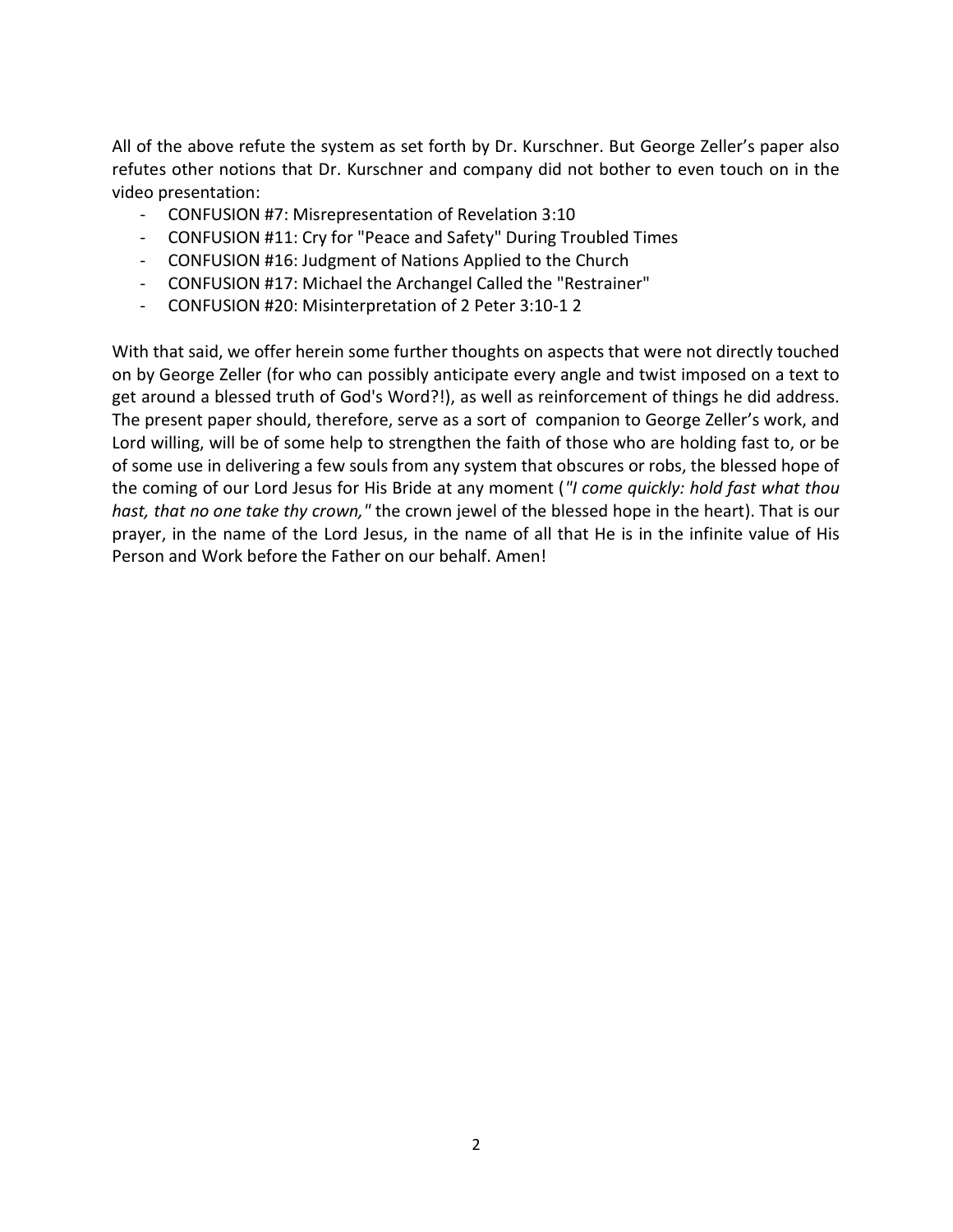All of the above refute the system as set forth by Dr. Kurschner. But George Zeller's paper also refutes other notions that Dr. Kurschner and company did not bother to even touch on in the video presentation:

- CONFUSION #7: Misrepresentation of Revelation 3:10
- CONFUSION #11: Cry for "Peace and Safety" During Troubled Times
- CONFUSION #16: Judgment of Nations Applied to the Church
- CONFUSION #17: Michael the Archangel Called the "Restrainer"
- CONFUSION #20: Misinterpretation of 2 Peter 3:10-1 2

With that said, we offer herein some further thoughts on aspects that were not directly touched on by George Zeller (for who can possibly anticipate every angle and twist imposed on a text to get around a blessed truth of God's Word?!), as well as reinforcement of things he did address. The present paper should, therefore, serve as a sort of companion to George Zeller's work, and Lord willing, will be of some help to strengthen the faith of those who are holding fast to, or be of some use in delivering a few souls from any system that obscures or robs, the blessed hope of the coming of our Lord Jesus for His Bride at any moment (*"I come quickly: hold fast what thou hast, that no one take thy crown,"* the crown jewel of the blessed hope in the heart). That is our prayer, in the name of the Lord Jesus, in the name of all that He is in the infinite value of His Person and Work before the Father on our behalf. Amen!